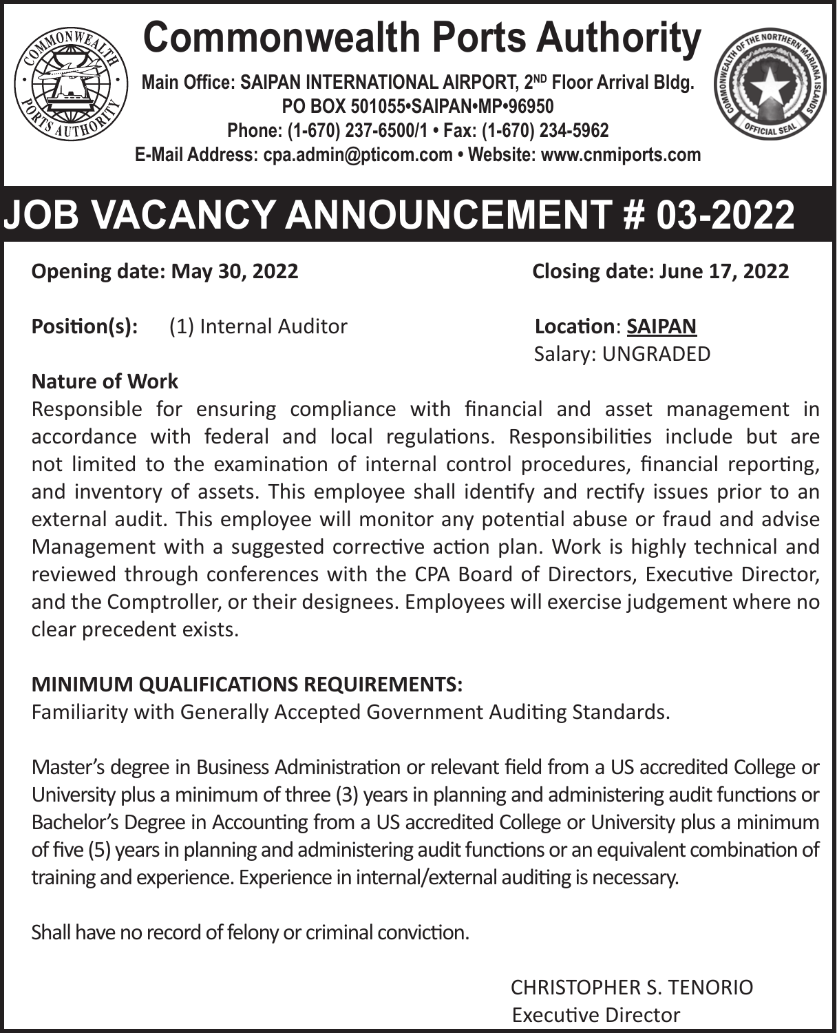# Commonwealth Ports Authority

**Main Office: SAIPAN INTERNATIONAL AIRPORT, 2ND Floor Arrival Bldg.**
**PO BOX 501055•SAIPAN•MP•96950**
**Phone: (1-670) 237-6500/1 • Fax: (1-670) 234-5962**
**E-Mail Address: cpa.admin@pticom.com • Website: www.cnmiports.com**

# JOB VACANCY ANNOUNCEMENT # 03-2022

**Opening date: May 30, 2022** **Closing date: June 17, 2022**

**Position(s):** (1) Internal Auditor

**Location**: **SAIPAN**
Salary: UNGRADED

**Nature of Work**

Responsible for ensuring compliance with financial and asset management in accordance with federal and local regulations. Responsibilities include but are not limited to the examination of internal control procedures, financial reporting, and inventory of assets. This employee shall identify and rectify issues prior to an external audit. This employee will monitor any potential abuse or fraud and advise Management with a suggested corrective action plan. Work is highly technical and reviewed through conferences with the CPA Board of Directors, Executive Director, and the Comptroller, or their designees. Employees will exercise judgement where no clear precedent exists.

**MINIMUM QUALIFICATIONS REQUIREMENTS:**

Familiarity with Generally Accepted Government Auditing Standards.

Master's degree in Business Administration or relevant field from a US accredited College or University plus a minimum of three (3) years in planning and administering audit functions or Bachelor's Degree in Accounting from a US accredited College or University plus a minimum of five (5) years in planning and administering audit functions or an equivalent combination of training and experience. Experience in internal/external auditing is necessary.

Shall have no record of felony or criminal conviction.

CHRISTOPHER S. TENORIO
Executive Director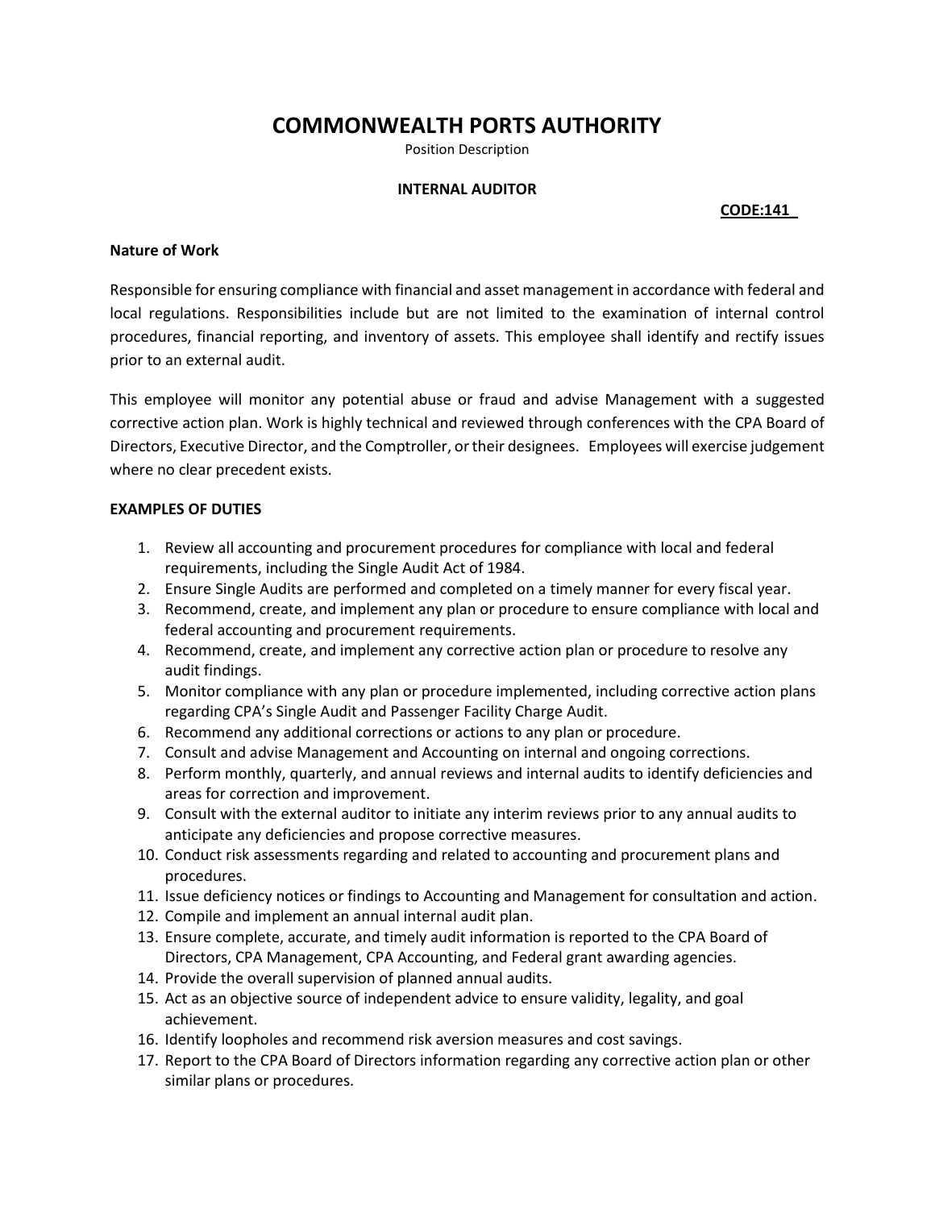# COMMONWEALTH PORTS AUTHORITY

Position Description

**INTERNAL AUDITOR**

**CODE:141**

**Nature of Work**

Responsible for ensuring compliance with financial and asset management in accordance with federal and local regulations. Responsibilities include but are not limited to the examination of internal control procedures, financial reporting, and inventory of assets. This employee shall identify and rectify issues prior to an external audit.

This employee will monitor any potential abuse or fraud and advise Management with a suggested corrective action plan. Work is highly technical and reviewed through conferences with the CPA Board of Directors, Executive Director, and the Comptroller, or their designees. Employees will exercise judgement where no clear precedent exists.

**EXAMPLES OF DUTIES**

1. Review all accounting and procurement procedures for compliance with local and federal requirements, including the Single Audit Act of 1984.
2. Ensure Single Audits are performed and completed on a timely manner for every fiscal year.
3. Recommend, create, and implement any plan or procedure to ensure compliance with local and federal accounting and procurement requirements.
4. Recommend, create, and implement any corrective action plan or procedure to resolve any audit findings.
5. Monitor compliance with any plan or procedure implemented, including corrective action plans regarding CPA's Single Audit and Passenger Facility Charge Audit.
6. Recommend any additional corrections or actions to any plan or procedure.
7. Consult and advise Management and Accounting on internal and ongoing corrections.
8. Perform monthly, quarterly, and annual reviews and internal audits to identify deficiencies and areas for correction and improvement.
9. Consult with the external auditor to initiate any interim reviews prior to any annual audits to anticipate any deficiencies and propose corrective measures.
10. Conduct risk assessments regarding and related to accounting and procurement plans and procedures.
11. Issue deficiency notices or findings to Accounting and Management for consultation and action.
12. Compile and implement an annual internal audit plan.
13. Ensure complete, accurate, and timely audit information is reported to the CPA Board of Directors, CPA Management, CPA Accounting, and Federal grant awarding agencies.
14. Provide the overall supervision of planned annual audits.
15. Act as an objective source of independent advice to ensure validity, legality, and goal achievement.
16. Identify loopholes and recommend risk aversion measures and cost savings.
17. Report to the CPA Board of Directors information regarding any corrective action plan or other similar plans or procedures.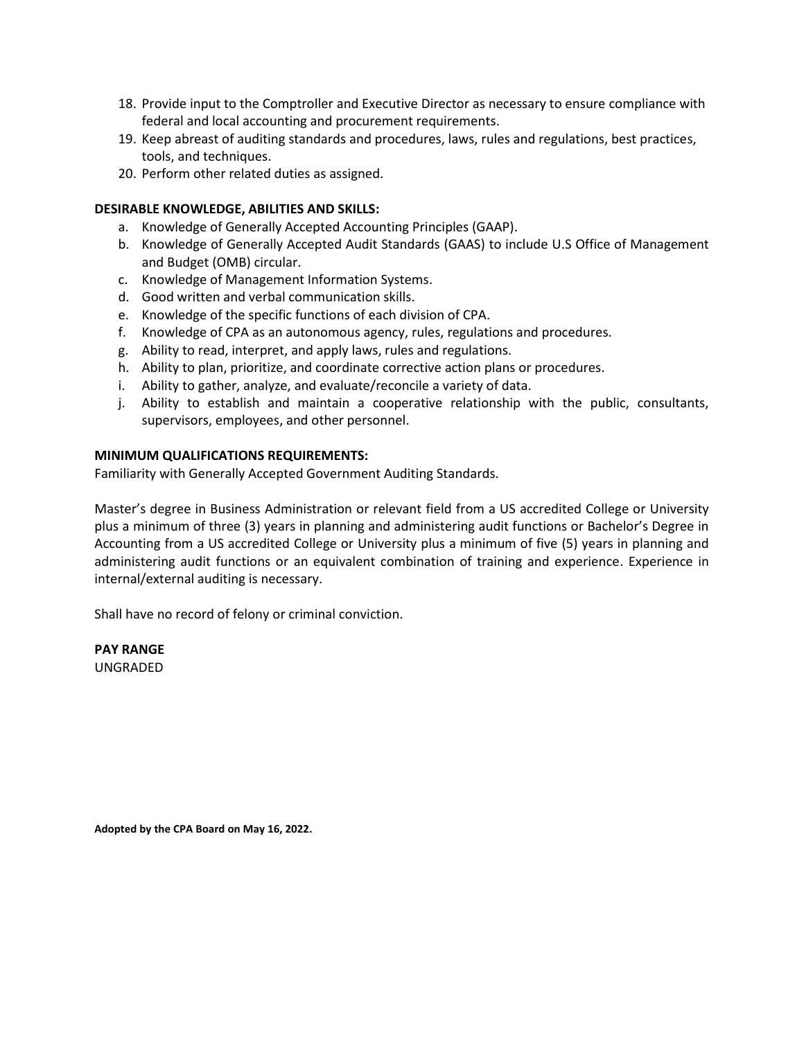18. Provide input to the Comptroller and Executive Director as necessary to ensure compliance with federal and local accounting and procurement requirements.
19. Keep abreast of auditing standards and procedures, laws, rules and regulations, best practices, tools, and techniques.
20. Perform other related duties as assigned.

**DESIRABLE KNOWLEDGE, ABILITIES AND SKILLS:**

a. Knowledge of Generally Accepted Accounting Principles (GAAP).
b. Knowledge of Generally Accepted Audit Standards (GAAS) to include U.S Office of Management and Budget (OMB) circular.
c. Knowledge of Management Information Systems.
d. Good written and verbal communication skills.
e. Knowledge of the specific functions of each division of CPA.
f. Knowledge of CPA as an autonomous agency, rules, regulations and procedures.
g. Ability to read, interpret, and apply laws, rules and regulations.
h. Ability to plan, prioritize, and coordinate corrective action plans or procedures.
i. Ability to gather, analyze, and evaluate/reconcile a variety of data.
j. Ability to establish and maintain a cooperative relationship with the public, consultants, supervisors, employees, and other personnel.

**MINIMUM QUALIFICATIONS REQUIREMENTS:**

Familiarity with Generally Accepted Government Auditing Standards.

Master's degree in Business Administration or relevant field from a US accredited College or University plus a minimum of three (3) years in planning and administering audit functions or Bachelor's Degree in Accounting from a US accredited College or University plus a minimum of five (5) years in planning and administering audit functions or an equivalent combination of training and experience. Experience in internal/external auditing is necessary.

Shall have no record of felony or criminal conviction.

**PAY RANGE**

UNGRADED

**Adopted by the CPA Board on May 16, 2022.**